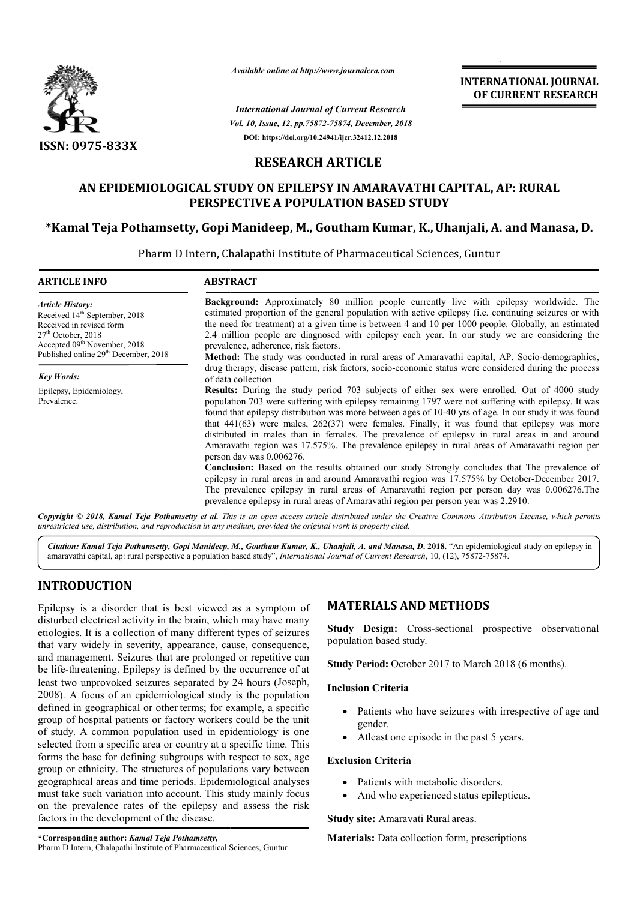ISSN: 0975-833X

*Available online at http://www.journalcra.com*

*International Journal of Current Research*
*Vol. 10, Issue, 12, pp.75872-75874, December, 2018*
**DOI: https://doi.org/10.24941/ijcr.32412.12.2018**

**INTERNATIONAL JOURNAL OF CURRENT RESEARCH**

## RESEARCH ARTICLE

# AN EPIDEMIOLOGICAL STUDY ON EPILEPSY IN AMARAVATHI CAPITAL, AP: RURAL PERSPECTIVE A POPULATION BASED STUDY

**\*Kamal Teja Pothamsetty, Gopi Manideep, M., Goutham Kumar, K., Uhanjali, A. and Manasa, D.**

Pharm D Intern, Chalapathi Institute of Pharmaceutical Sciences, Guntur

**ARTICLE INFO**

*Article History:*
Received 14th September, 2018
Received in revised form 27th October, 2018
Accepted 09th November, 2018
Published online 29th December, 2018

*Key Words:*
Epilepsy, Epidemiology, Prevalence.

**ABSTRACT**

**Background:** Approximately 80 million people currently live with epilepsy worldwide. The estimated proportion of the general population with active epilepsy (i.e. continuing seizures or with the need for treatment) at a given time is between 4 and 10 per 1000 people. Globally, an estimated 2.4 million people are diagnosed with epilepsy each year. In our study we are considering the prevalence, adherence, risk factors.

**Method:** The study was conducted in rural areas of Amaravathi capital, AP. Socio-demographics, drug therapy, disease pattern, risk factors, socio-economic status were considered during the process of data collection.

**Results:** During the study period 703 subjects of either sex were enrolled. Out of 4000 study population 703 were suffering with epilepsy remaining 1797 were not suffering with epilepsy. It was found that epilepsy distribution was more between ages of 10-40 yrs of age. In our study it was found that 441(63) were males, 262(37) were females. Finally, it was found that epilepsy was more distributed in males than in females. The prevalence of epilepsy in rural areas in and around Amaravathi region was 17.575%. The prevalence epilepsy in rural areas of Amaravathi region per person day was 0.006276.

**Conclusion:** Based on the results obtained our study Strongly concludes that The prevalence of epilepsy in rural areas in and around Amaravathi region was 17.575% by October-December 2017. The prevalence epilepsy in rural areas of Amaravathi region per person day was 0.006276.The prevalence epilepsy in rural areas of Amaravathi region per person year was 2.2910.

*Copyright © 2018, Kamal Teja Pothamsetty et al. This is an open access article distributed under the Creative Commons Attribution License, which permits unrestricted use, distribution, and reproduction in any medium, provided the original work is properly cited.*

*Citation: Kamal Teja Pothamsetty, Gopi Manideep, M., Goutham Kumar, K., Uhanjali, A. and Manasa, D.* **2018.** "An epidemiological study on epilepsy in amaravathi capital, ap: rural perspective a population based study", *International Journal of Current Research*, 10, (12), 75872-75874.

## INTRODUCTION

Epilepsy is a disorder that is best viewed as a symptom of disturbed electrical activity in the brain, which may have many etiologies. It is a collection of many different types of seizures that vary widely in severity, appearance, cause, consequence, and management. Seizures that are prolonged or repetitive can be life-threatening. Epilepsy is defined by the occurrence of at least two unprovoked seizures separated by 24 hours (Joseph, 2008). A focus of an epidemiological study is the population defined in geographical or other terms; for example, a specific group of hospital patients or factory workers could be the unit of study. A common population used in epidemiology is one selected from a specific area or country at a specific time. This forms the base for defining subgroups with respect to sex, age group or ethnicity. The structures of populations vary between geographical areas and time periods. Epidemiological analyses must take such variation into account. This study mainly focus on the prevalence rates of the epilepsy and assess the risk factors in the development of the disease.

## MATERIALS AND METHODS

**Study Design:** Cross-sectional prospective observational population based study.

**Study Period:** October 2017 to March 2018 (6 months).

**Inclusion Criteria**

- Patients who have seizures with irrespective of age and gender.
- Atleast one episode in the past 5 years.

**Exclusion Criteria**

- Patients with metabolic disorders.
- And who experienced status epilepticus.

**Study site:** Amaravati Rural areas.

**Materials:** Data collection form, prescriptions

**\*Corresponding author:** *Kamal Teja Pothamsetty,*
Pharm D Intern, Chalapathi Institute of Pharmaceutical Sciences, Guntur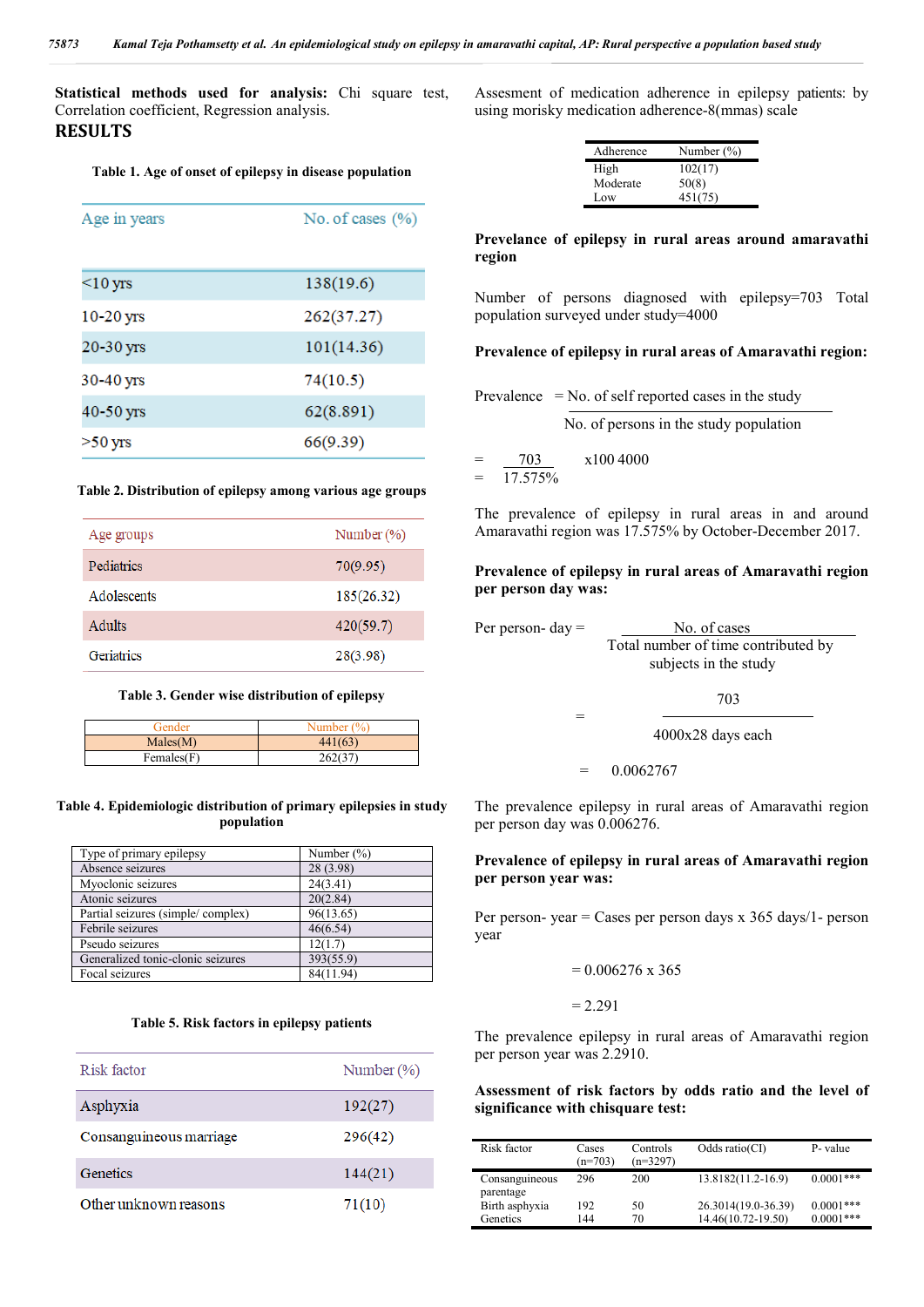**Statistical methods used for analysis:** Chi square test, Correlation coefficient, Regression analysis.

## RESULTS

**Table 1. Age of onset of epilepsy in disease population**

| Age in years | No. of cases (%) |
|---|---|
| <10 yrs | 138(19.6) |
| 10-20 yrs | 262(37.27) |
| 20-30 yrs | 101(14.36) |
| 30-40 yrs | 74(10.5) |
| 40-50 yrs | 62(8.891) |
| >50 yrs | 66(9.39) |

**Table 2. Distribution of epilepsy among various age groups**

| Age groups | Number (%) |
|---|---|
| Pediatrics | 70(9.95) |
| Adolescents | 185(26.32) |
| Adults | 420(59.7) |
| Geriatrics | 28(3.98) |

**Table 3. Gender wise distribution of epilepsy**

| Gender | Number (%) |
|---|---|
| Males(M) | 441(63) |
| Females(F) | 262(37) |

**Table 4. Epidemiologic distribution of primary epilepsies in study population**

| Type of primary epilepsy | Number (%) |
|---|---|
| Absence seizures | 28 (3.98) |
| Myoclonic seizures | 24(3.41) |
| Atonic seizures | 20(2.84) |
| Partial seizures (simple/ complex) | 96(13.65) |
| Febrile seizures | 46(6.54) |
| Pseudo seizures | 12(1.7) |
| Generalized tonic-clonic seizures | 393(55.9) |
| Focal seizures | 84(11.94) |

**Table 5. Risk factors in epilepsy patients**

| Risk factor | Number (%) |
|---|---|
| Asphyxia | 192(27) |
| Consanguineous marriage | 296(42) |
| Genetics | 144(21) |
| Other unknown reasons | 71(10) |

Assesment of medication adherence in epilepsy patients: by using morisky medication adherence-8(mmas) scale

| Adherence | Number (%) |
|---|---|
| High | 102(17) |
| Moderate | 50(8) |
| Low | 451(75) |

**Prevelance of epilepsy in rural areas around amaravathi region**

Number of persons diagnosed with epilepsy=703 Total population surveyed under study=4000

**Prevalence of epilepsy in rural areas of Amaravathi region:**

$$\text{Prevalence} = \frac{\text{No. of self reported cases in the study}}{\text{No. of persons in the study population}}$$

$$= \frac{703}{4000} \times 100$$

$$= 17.575\%$$

The prevalence of epilepsy in rural areas in and around Amaravathi region was 17.575% by October-December 2017.

**Prevalence of epilepsy in rural areas of Amaravathi region per person day was:**

$$\text{Per person- day} = \frac{\text{No. of cases}}{\text{Total number of time contributed by subjects in the study}}$$

$$= \frac{703}{4000 \times 28 \text{ days each}}$$

$$= 0.0062767$$

The prevalence epilepsy in rural areas of Amaravathi region per person day was 0.006276.

**Prevalence of epilepsy in rural areas of Amaravathi region per person year was:**

Per person- year = Cases per person days x 365 days/1- person year

$$= 0.006276 \times 365$$

$$= 2.291$$

The prevalence epilepsy in rural areas of Amaravathi region per person year was 2.2910.

**Assessment of risk factors by odds ratio and the level of significance with chisquare test:**

| Risk factor | Cases (n=703) | Controls (n=3297) | Odds ratio(CI) | P- value |
|---|---|---|---|---|
| Consanguineous parentage | 296 | 200 | 13.8182(11.2-16.9) | 0.0001*** |
| Birth asphyxia | 192 | 50 | 26.3014(19.0-36.39) | 0.0001*** |
| Genetics | 144 | 70 | 14.46(10.72-19.50) | 0.0001*** |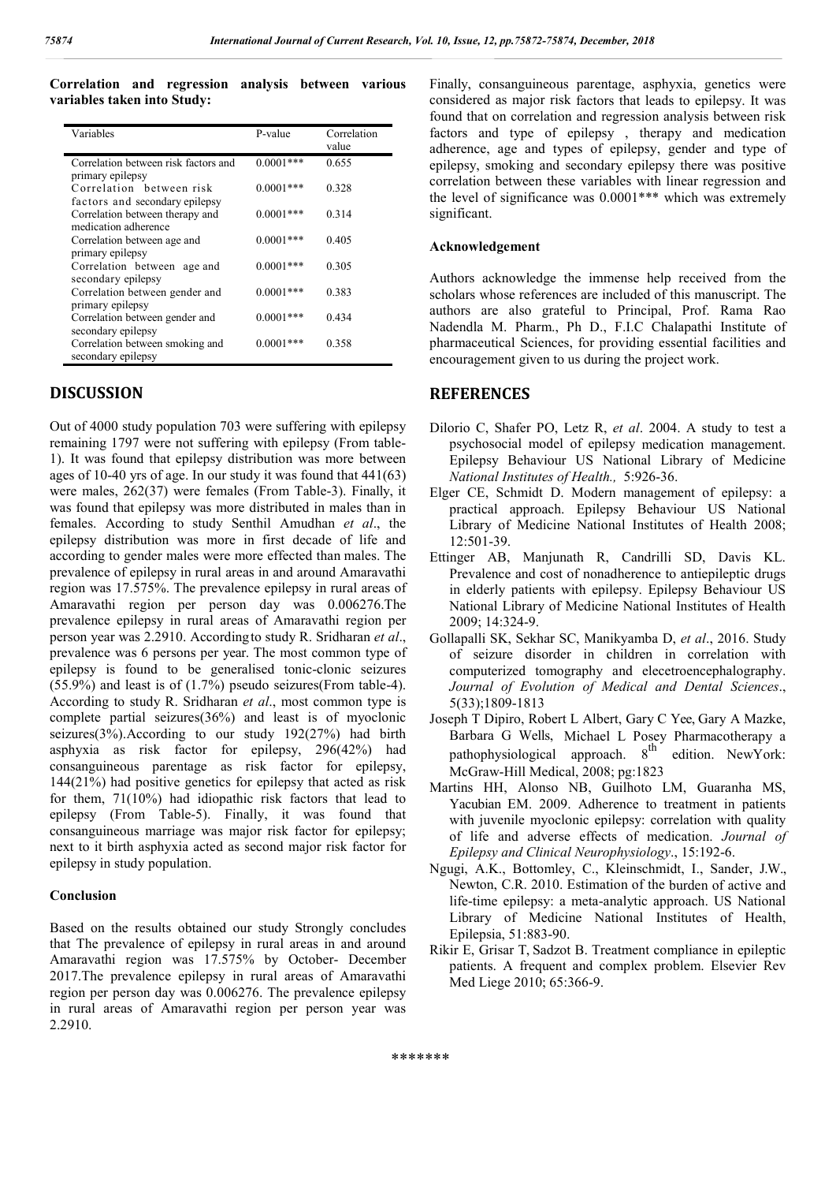**Correlation and regression analysis between various variables taken into Study:**

| Variables | P-value | Correlation value |
|---|---|---|
| Correlation between risk factors and primary epilepsy | 0.0001*** | 0.655 |
| Correlation between risk factors and secondary epilepsy | 0.0001*** | 0.328 |
| Correlation between therapy and medication adherence | 0.0001*** | 0.314 |
| Correlation between age and primary epilepsy | 0.0001*** | 0.405 |
| Correlation between age and secondary epilepsy | 0.0001*** | 0.305 |
| Correlation between gender and primary epilepsy | 0.0001*** | 0.383 |
| Correlation between gender and secondary epilepsy | 0.0001*** | 0.434 |
| Correlation between smoking and secondary epilepsy | 0.0001*** | 0.358 |

## DISCUSSION

Out of 4000 study population 703 were suffering with epilepsy remaining 1797 were not suffering with epilepsy (From table-1). It was found that epilepsy distribution was more between ages of 10-40 yrs of age. In our study it was found that 441(63) were males, 262(37) were females (From Table-3). Finally, it was found that epilepsy was more distributed in males than in females. According to study Senthil Amudhan *et al*., the epilepsy distribution was more in first decade of life and according to gender males were more effected than males. The prevalence of epilepsy in rural areas in and around Amaravathi region was 17.575%. The prevalence epilepsy in rural areas of Amaravathi region per person day was 0.006276.The prevalence epilepsy in rural areas of Amaravathi region per person year was 2.2910. Accordingto study R. Sridharan *et al*., prevalence was 6 persons per year. The most common type of epilepsy is found to be generalised tonic-clonic seizures (55.9%) and least is of (1.7%) pseudo seizures(From table-4). According to study R. Sridharan *et al*., most common type is complete partial seizures(36%) and least is of myoclonic seizures(3%).According to our study 192(27%) had birth asphyxia as risk factor for epilepsy, 296(42%) had consanguineous parentage as risk factor for epilepsy, 144(21%) had positive genetics for epilepsy that acted as risk for them, 71(10%) had idiopathic risk factors that lead to epilepsy (From Table-5). Finally, it was found that consanguineous marriage was major risk factor for epilepsy; next to it birth asphyxia acted as second major risk factor for epilepsy in study population.

### Conclusion

Based on the results obtained our study Strongly concludes that The prevalence of epilepsy in rural areas in and around Amaravathi region was 17.575% by October- December 2017.The prevalence epilepsy in rural areas of Amaravathi region per person day was 0.006276. The prevalence epilepsy in rural areas of Amaravathi region per person year was 2.2910.

Finally, consanguineous parentage, asphyxia, genetics were considered as major risk factors that leads to epilepsy. It was found that on correlation and regression analysis between risk factors and type of epilepsy , therapy and medication adherence, age and types of epilepsy, gender and type of epilepsy, smoking and secondary epilepsy there was positive correlation between these variables with linear regression and the level of significance was 0.0001*** which was extremely significant.

### Acknowledgement

Authors acknowledge the immense help received from the scholars whose references are included of this manuscript. The authors are also grateful to Principal, Prof. Rama Rao Nadendla M. Pharm., Ph D., F.I.C Chalapathi Institute of pharmaceutical Sciences, for providing essential facilities and encouragement given to us during the project work.

## REFERENCES

- Dilorio C, Shafer PO, Letz R, *et al*. 2004. A study to test a psychosocial model of epilepsy medication management. Epilepsy Behaviour US National Library of Medicine *National Institutes of Health.,* 5:926-36.
- Elger CE, Schmidt D. Modern management of epilepsy: a practical approach. Epilepsy Behaviour US National Library of Medicine National Institutes of Health 2008; 12:501-39.
- Ettinger AB, Manjunath R, Candrilli SD, Davis KL. Prevalence and cost of nonadherence to antiepileptic drugs in elderly patients with epilepsy. Epilepsy Behaviour US National Library of Medicine National Institutes of Health 2009; 14:324-9.
- Gollapalli SK, Sekhar SC, Manikyamba D, *et al*., 2016. Study of seizure disorder in children in correlation with computerized tomography and elecetroencephalography. *Journal of Evolution of Medical and Dental Sciences*., 5(33);1809-1813
- Joseph T Dipiro, Robert L Albert, Gary C Yee, Gary A Mazke, Barbara G Wells, Michael L Posey Pharmacotherapy a pathophysiological approach. 8th edition. NewYork: McGraw-Hill Medical, 2008; pg:1823
- Martins HH, Alonso NB, Guilhoto LM, Guaranha MS, Yacubian EM. 2009. Adherence to treatment in patients with juvenile myoclonic epilepsy: correlation with quality of life and adverse effects of medication. *Journal of Epilepsy and Clinical Neurophysiology*., 15:192-6.
- Ngugi, A.K., Bottomley, C., Kleinschmidt, I., Sander, J.W., Newton, C.R. 2010. Estimation of the burden of active and life-time epilepsy: a meta-analytic approach. US National Library of Medicine National Institutes of Health, Epilepsia, 51:883-90.
- Rikir E, Grisar T, Sadzot B. Treatment compliance in epileptic patients. A frequent and complex problem. Elsevier Rev Med Liege 2010; 65:366-9.

*******